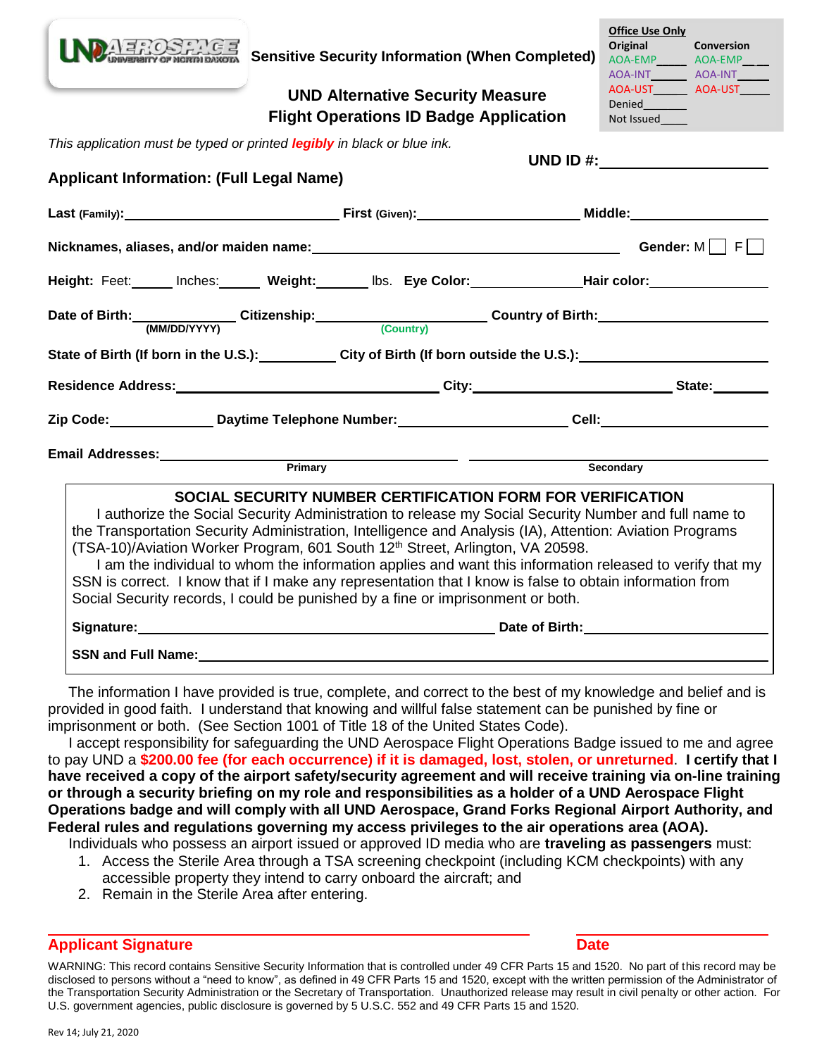UND AEROSPACE UNIVERSITY OF NORTH DAKOTA

**Sensitive Security Information (When Completed)**

| Office Use Only | |
|---|---|
| **Original** | **Conversion** |
| AOA-EMP____ | AOA-EMP____ |
| AOA-INT____ | AOA-INT____ |
| AOA-UST____ | AOA-UST____ |
| Denied____ | |
| Not Issued____ | |

## UND Alternative Security Measure
## Flight Operations ID Badge Application

*This application must be typed or printed **legibly** in black or blue ink.*

**UND ID #:** ____________________

### Applicant Information: (Full Legal Name)

**Last (Family):** ____________________ **First (Given):** ____________________ **Middle:** ____________________

**Nicknames, aliases, and/or maiden name:** ____________________ **Gender:** M ☐ F ☐

**Height:** Feet:_____ Inches:_____ **Weight:**______ lbs. **Eye Color:**____________ **Hair color:**____________

**Date of Birth:** ____________ (MM/DD/YYYY) **Citizenship:** ____________ (Country) **Country of Birth:** ____________

**State of Birth (If born in the U.S.):**__________ **City of Birth (If born outside the U.S.):**____________________

**Residence Address:** ____________________ **City:** ____________________ **State:** ________

**Zip Code:** ____________ **Daytime Telephone Number:** ____________________ **Cell:** ____________________

**Email Addresses:** ____________________ (Primary) ____________________ (Secondary)

---

**SOCIAL SECURITY NUMBER CERTIFICATION FORM FOR VERIFICATION**

I authorize the Social Security Administration to release my Social Security Number and full name to the Transportation Security Administration, Intelligence and Analysis (IA), Attention: Aviation Programs (TSA-10)/Aviation Worker Program, 601 South 12th Street, Arlington, VA 20598.

I am the individual to whom the information applies and want this information released to verify that my SSN is correct. I know that if I make any representation that I know is false to obtain information from Social Security records, I could be punished by a fine or imprisonment or both.

**Signature:** ____________________ **Date of Birth:** ____________________

**SSN and Full Name:** ________________________________________

---

The information I have provided is true, complete, and correct to the best of my knowledge and belief and is provided in good faith. I understand that knowing and willful false statement can be punished by fine or imprisonment or both. (See Section 1001 of Title 18 of the United States Code).

I accept responsibility for safeguarding the UND Aerospace Flight Operations Badge issued to me and agree to pay UND a **$200.00 fee (for each occurrence) if it is damaged, lost, stolen, or unreturned**. **I certify that I have received a copy of the airport safety/security agreement and will receive training via on-line training or through a security briefing on my role and responsibilities as a holder of a UND Aerospace Flight Operations badge and will comply with all UND Aerospace, Grand Forks Regional Airport Authority, and Federal rules and regulations governing my access privileges to the air operations area (AOA).**

Individuals who possess an airport issued or approved ID media who are **traveling as passengers** must:

1. Access the Sterile Area through a TSA screening checkpoint (including KCM checkpoints) with any accessible property they intend to carry onboard the aircraft; and
2. Remain in the Sterile Area after entering.

**Applicant Signature** ____________________ **Date** ____________

WARNING: This record contains Sensitive Security Information that is controlled under 49 CFR Parts 15 and 1520. No part of this record may be disclosed to persons without a "need to know", as defined in 49 CFR Parts 15 and 1520, except with the written permission of the Administrator of the Transportation Security Administration or the Secretary of Transportation. Unauthorized release may result in civil penalty or other action. For U.S. government agencies, public disclosure is governed by 5 U.S.C. 552 and 49 CFR Parts 15 and 1520.

Rev 14; July 21, 2020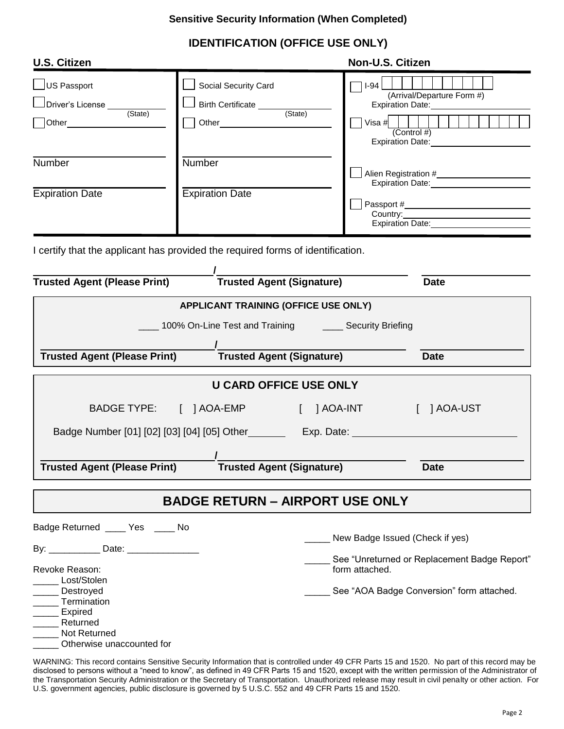**Sensitive Security Information (When Completed)**

## IDENTIFICATION (OFFICE USE ONLY)

| U.S. Citizen | | Non-U.S. Citizen |
|---|---|---|
| ☐ US Passport<br>☐ Driver's License \_\_\_\_\_\_\_\_ (State)<br>☐ Other\_\_\_\_\_\_\_\_<br><br>Number<br><br>Expiration Date | ☐ Social Security Card<br>☐ Birth Certificate \_\_\_\_\_\_\_\_ (State)<br>☐ Other\_\_\_\_\_\_\_\_<br><br>Number<br><br>Expiration Date | ☐ I-94 ☐☐☐☐☐☐☐☐☐☐☐ (Arrival/Departure Form #)<br>Expiration Date:\_\_\_\_\_\_\_\_<br>☐ Visa # ☐☐☐☐☐☐☐☐☐☐☐☐☐☐ (Control #)<br>Expiration Date:\_\_\_\_\_\_\_\_<br><br>☐ Alien Registration #\_\_\_\_\_\_\_\_<br>Expiration Date:\_\_\_\_\_\_\_\_<br><br>☐ Passport #\_\_\_\_\_\_\_\_<br>Country:\_\_\_\_\_\_\_\_<br>Expiration Date:\_\_\_\_\_\_\_\_ |

I certify that the applicant has provided the required forms of identification.

\_\_\_\_\_\_\_\_\_\_\_\_\_\_\_\_\_\_\_\_ / \_\_\_\_\_\_\_\_\_\_\_\_\_\_\_\_\_\_\_\_ \_\_\_\_\_\_\_\_\_\_\_\_

**Trusted Agent (Please Print)** **Trusted Agent (Signature)** **Date**

### APPLICANT TRAINING (OFFICE USE ONLY)

\_\_\_\_ 100% On-Line Test and Training \_\_\_\_ Security Briefing

\_\_\_\_\_\_\_\_\_\_\_\_\_\_\_\_\_\_\_\_ / \_\_\_\_\_\_\_\_\_\_\_\_\_\_\_\_\_\_\_\_ \_\_\_\_\_\_\_\_\_\_\_\_

**Trusted Agent (Please Print)** **Trusted Agent (Signature)** **Date**

### U CARD OFFICE USE ONLY

BADGE TYPE: [ ] AOA-EMP [ ] AOA-INT [ ] AOA-UST

Badge Number [01] [02] [03] [04] [05] Other\_\_\_\_\_\_\_ Exp. Date: \_\_\_\_\_\_\_\_\_\_\_\_\_\_\_\_\_\_\_\_

\_\_\_\_\_\_\_\_\_\_\_\_\_\_\_\_\_\_\_\_ / \_\_\_\_\_\_\_\_\_\_\_\_\_\_\_\_\_\_\_\_ \_\_\_\_\_\_\_\_\_\_\_\_

**Trusted Agent (Please Print)** **Trusted Agent (Signature)** **Date**

## BADGE RETURN – AIRPORT USE ONLY

Badge Returned \_\_\_\_ Yes \_\_\_\_ No

By: \_\_\_\_\_\_\_\_\_\_ Date: \_\_\_\_\_\_\_\_\_\_\_\_\_\_

Revoke Reason:

- \_\_\_\_\_ Lost/Stolen
- \_\_\_\_\_ Destroyed
- \_\_\_\_\_ Termination
- \_\_\_\_\_ Expired
- \_\_\_\_\_ Returned
- \_\_\_\_\_ Not Returned
- \_\_\_\_\_ Otherwise unaccounted for

\_\_\_\_\_ New Badge Issued (Check if yes)

\_\_\_\_\_ See "Unreturned or Replacement Badge Report" form attached.

\_\_\_\_\_ See "AOA Badge Conversion" form attached.

WARNING: This record contains Sensitive Security Information that is controlled under 49 CFR Parts 15 and 1520. No part of this record may be disclosed to persons without a "need to know", as defined in 49 CFR Parts 15 and 1520, except with the written permission of the Administrator of the Transportation Security Administration or the Secretary of Transportation. Unauthorized release may result in civil penalty or other action. For U.S. government agencies, public disclosure is governed by 5 U.S.C. 552 and 49 CFR Parts 15 and 1520.